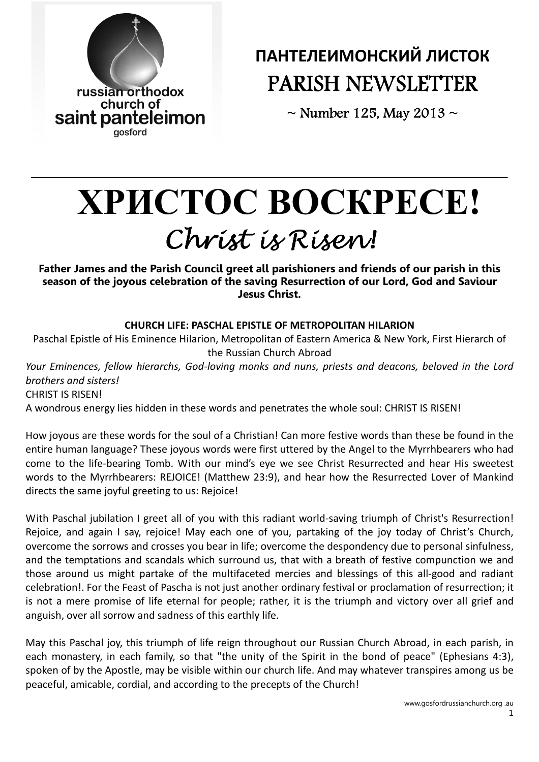russian orthodox church of saint panteleimon gosford

# ПАНТЕЛЕИМОНСКИЙ ЛИСТОК
# PARISH NEWSLETTER

~ Number 125, May 2013 ~

---

# ХРИСТОС ВОСКРЕСЕ!
# *Christ is Risen!*

**Father James and the Parish Council greet all parishioners and friends of our parish in this season of the joyous celebration of the saving Resurrection of our Lord, God and Saviour Jesus Christ.**

### CHURCH LIFE: PASCHAL EPISTLE OF METROPOLITAN HILARION

Paschal Epistle of His Eminence Hilarion, Metropolitan of Eastern America & New York, First Hierarch of the Russian Church Abroad

*Your Eminences, fellow hierarchs, God-loving monks and nuns, priests and deacons, beloved in the Lord brothers and sisters!*

CHRIST IS RISEN!

A wondrous energy lies hidden in these words and penetrates the whole soul: CHRIST IS RISEN!

How joyous are these words for the soul of a Christian! Can more festive words than these be found in the entire human language? These joyous words were first uttered by the Angel to the Myrrhbearers who had come to the life-bearing Tomb. With our mind's eye we see Christ Resurrected and hear His sweetest words to the Myrrhbearers: REJOICE! (Matthew 23:9), and hear how the Resurrected Lover of Mankind directs the same joyful greeting to us: Rejoice!

With Paschal jubilation I greet all of you with this radiant world-saving triumph of Christ's Resurrection! Rejoice, and again I say, rejoice! May each one of you, partaking of the joy today of Christ's Church, overcome the sorrows and crosses you bear in life; overcome the despondency due to personal sinfulness, and the temptations and scandals which surround us, that with a breath of festive compunction we and those around us might partake of the multifaceted mercies and blessings of this all-good and radiant celebration!. For the Feast of Pascha is not just another ordinary festival or proclamation of resurrection; it is not a mere promise of life eternal for people; rather, it is the triumph and victory over all grief and anguish, over all sorrow and sadness of this earthly life.

May this Paschal joy, this triumph of life reign throughout our Russian Church Abroad, in each parish, in each monastery, in each family, so that "the unity of the Spirit in the bond of peace" (Ephesians 4:3), spoken of by the Apostle, may be visible within our church life. And may whatever transpires among us be peaceful, amicable, cordial, and according to the precepts of the Church!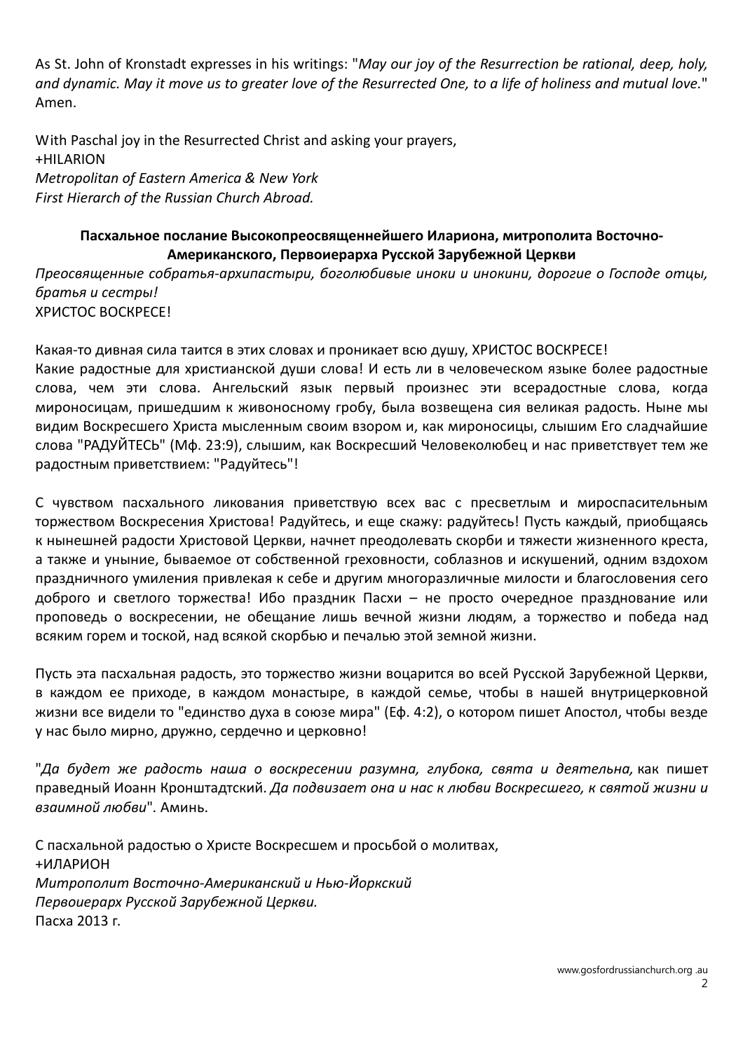As St. John of Kronstadt expresses in his writings: "*May our joy of the Resurrection be rational, deep, holy, and dynamic. May it move us to greater love of the Resurrected One, to a life of holiness and mutual love.*" Amen.

With Paschal joy in the Resurrected Christ and asking your prayers,
+HILARION
*Metropolitan of Eastern America & New York*
*First Hierarch of the Russian Church Abroad.*

**Пасхальное послание Высокопреосвященнейшего Илариона, митрополита Восточно-Американского, Первоиерарха Русской Зарубежной Церкви**

*Преосвященные собратья-архипастыри, боголюбивые иноки и инокини, дорогие о Господе отцы, братья и сестры!*
ХРИСТОС ВОСКРЕСЕ!

Какая-то дивная сила таится в этих словах и проникает всю душу, ХРИСТОС ВОСКРЕСЕ!
Какие радостные для христианской души слова! И есть ли в человеческом языке более радостные слова, чем эти слова. Ангельский язык первый произнес эти всерадостные слова, когда мироносицам, пришедшим к живоносному гробу, была возвещена сия великая радость. Ныне мы видим Воскресшего Христа мысленным своим взором и, как мироносицы, слышим Его сладчайшие слова "РАДУЙТЕСЬ" (Мф. 23:9), слышим, как Воскресший Человеколюбец и нас приветствует тем же радостным приветствием: "Радуйтесь"!

С чувством пасхального ликования приветствую всех вас с пресветлым и мироспасительным торжеством Воскресения Христова! Радуйтесь, и еще скажу: радуйтесь! Пусть каждый, приобщаясь к нынешней радости Христовой Церкви, начнет преодолевать скорби и тяжести жизненного креста, а также и уныние, бываемое от собственной греховности, соблазнов и искушений, одним вздохом праздничного умиления привлекая к себе и другим многоразличные милости и благословения сего доброго и светлого торжества! Ибо праздник Пасхи – не просто очередное празднование или проповедь о воскресении, не обещание лишь вечной жизни людям, а торжество и победа над всяким горем и тоской, над всякой скорбью и печалью этой земной жизни.

Пусть эта пасхальная радость, это торжество жизни воцарится во всей Русской Зарубежной Церкви, в каждом ее приходе, в каждом монастыре, в каждой семье, чтобы в нашей внутрицерковной жизни все видели то "единство духа в союзе мира" (Еф. 4:2), о котором пишет Апостол, чтобы везде у нас было мирно, дружно, сердечно и церковно!

"*Да будет же радость наша о воскресении разумна, глубока, свята и деятельна,* как пишет праведный Иоанн Кронштадтский. *Да подвизает она и нас к любви Воскресшего, к святой жизни и взаимной любви*". Аминь.

С пасхальной радостью о Христе Воскресшем и просьбой о молитвах,
+ИЛАРИОН
*Митрополит Восточно-Американский и Нью-Йоркский*
*Первоиерарх Русской Зарубежной Церкви.*
Пасха 2013 г.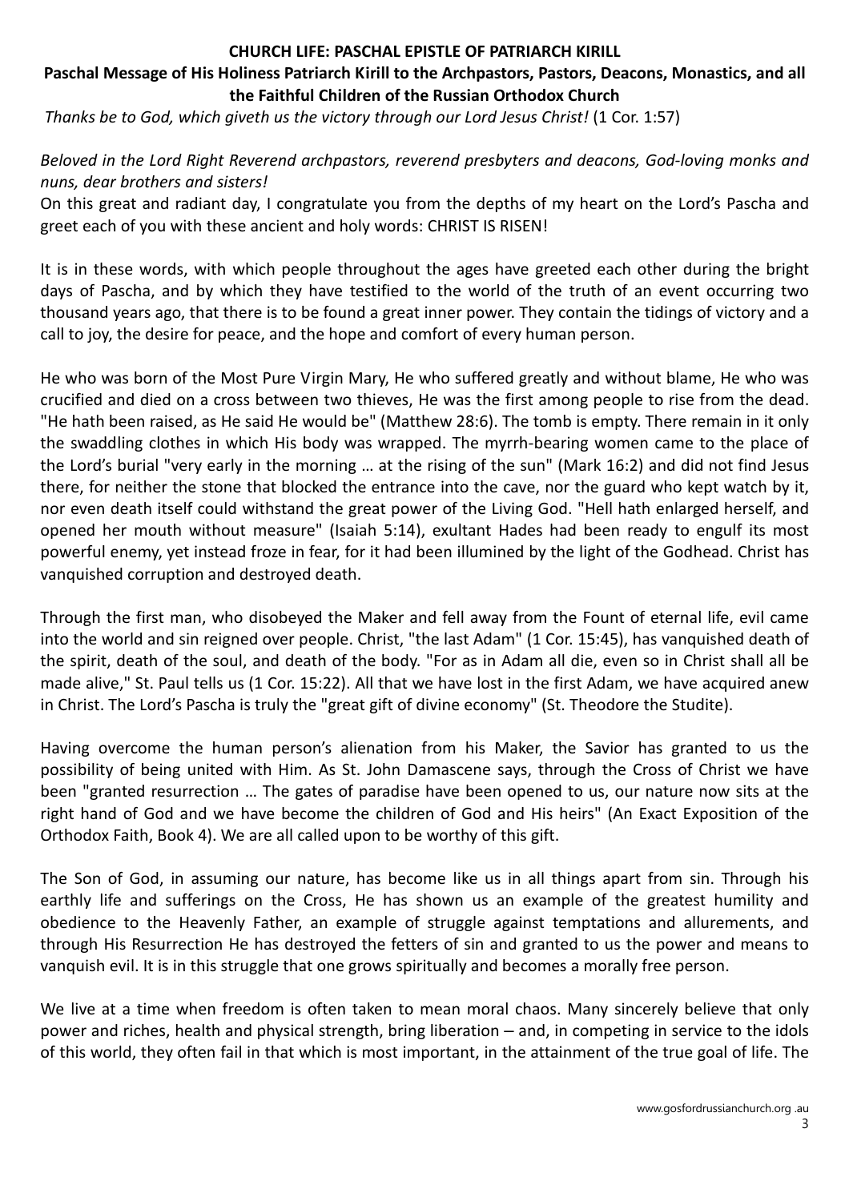**CHURCH LIFE: PASCHAL EPISTLE OF PATRIARCH KIRILL**

**Paschal Message of His Holiness Patriarch Kirill to the Archpastors, Pastors, Deacons, Monastics, and all the Faithful Children of the Russian Orthodox Church**

*Thanks be to God, which giveth us the victory through our Lord Jesus Christ!* (1 Cor. 1:57)

*Beloved in the Lord Right Reverend archpastors, reverend presbyters and deacons, God-loving monks and nuns, dear brothers and sisters!*

On this great and radiant day, I congratulate you from the depths of my heart on the Lord's Pascha and greet each of you with these ancient and holy words: CHRIST IS RISEN!

It is in these words, with which people throughout the ages have greeted each other during the bright days of Pascha, and by which they have testified to the world of the truth of an event occurring two thousand years ago, that there is to be found a great inner power. They contain the tidings of victory and a call to joy, the desire for peace, and the hope and comfort of every human person.

He who was born of the Most Pure Virgin Mary, He who suffered greatly and without blame, He who was crucified and died on a cross between two thieves, He was the first among people to rise from the dead. "He hath been raised, as He said He would be" (Matthew 28:6). The tomb is empty. There remain in it only the swaddling clothes in which His body was wrapped. The myrrh-bearing women came to the place of the Lord's burial "very early in the morning … at the rising of the sun" (Mark 16:2) and did not find Jesus there, for neither the stone that blocked the entrance into the cave, nor the guard who kept watch by it, nor even death itself could withstand the great power of the Living God. "Hell hath enlarged herself, and opened her mouth without measure" (Isaiah 5:14), exultant Hades had been ready to engulf its most powerful enemy, yet instead froze in fear, for it had been illumined by the light of the Godhead. Christ has vanquished corruption and destroyed death.

Through the first man, who disobeyed the Maker and fell away from the Fount of eternal life, evil came into the world and sin reigned over people. Christ, "the last Adam" (1 Cor. 15:45), has vanquished death of the spirit, death of the soul, and death of the body. "For as in Adam all die, even so in Christ shall all be made alive," St. Paul tells us (1 Cor. 15:22). All that we have lost in the first Adam, we have acquired anew in Christ. The Lord's Pascha is truly the "great gift of divine economy" (St. Theodore the Studite).

Having overcome the human person's alienation from his Maker, the Savior has granted to us the possibility of being united with Him. As St. John Damascene says, through the Cross of Christ we have been "granted resurrection … The gates of paradise have been opened to us, our nature now sits at the right hand of God and we have become the children of God and His heirs" (An Exact Exposition of the Orthodox Faith, Book 4). We are all called upon to be worthy of this gift.

The Son of God, in assuming our nature, has become like us in all things apart from sin. Through his earthly life and sufferings on the Cross, He has shown us an example of the greatest humility and obedience to the Heavenly Father, an example of struggle against temptations and allurements, and through His Resurrection He has destroyed the fetters of sin and granted to us the power and means to vanquish evil. It is in this struggle that one grows spiritually and becomes a morally free person.

We live at a time when freedom is often taken to mean moral chaos. Many sincerely believe that only power and riches, health and physical strength, bring liberation – and, in competing in service to the idols of this world, they often fail in that which is most important, in the attainment of the true goal of life. The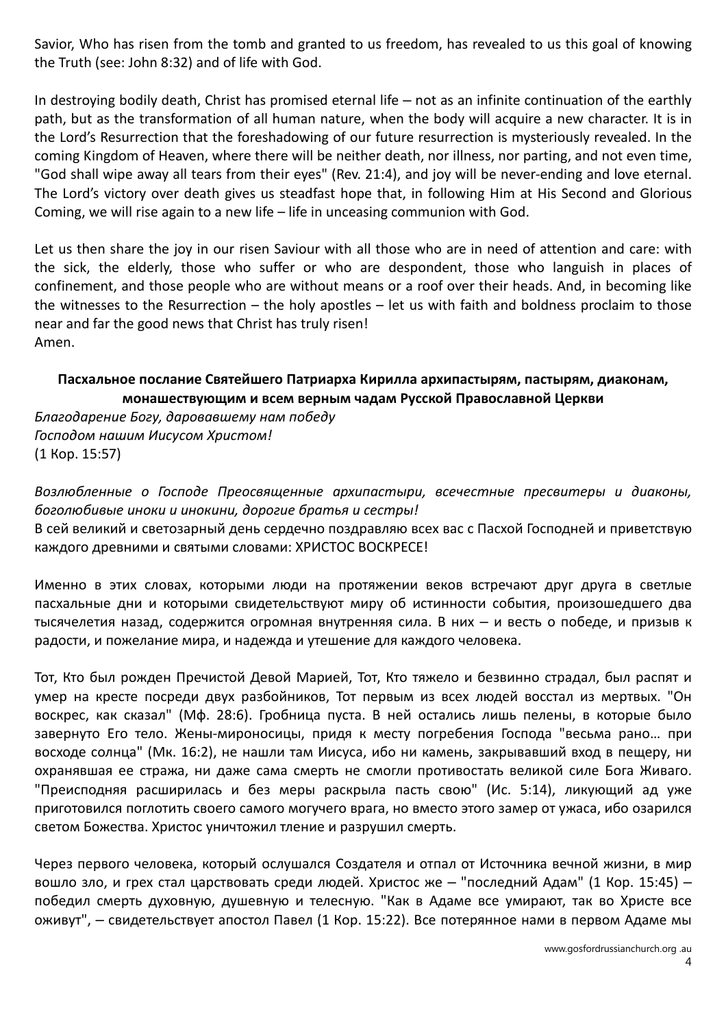Savior, Who has risen from the tomb and granted to us freedom, has revealed to us this goal of knowing the Truth (see: John 8:32) and of life with God.

In destroying bodily death, Christ has promised eternal life – not as an infinite continuation of the earthly path, but as the transformation of all human nature, when the body will acquire a new character. It is in the Lord's Resurrection that the foreshadowing of our future resurrection is mysteriously revealed. In the coming Kingdom of Heaven, where there will be neither death, nor illness, nor parting, and not even time, "God shall wipe away all tears from their eyes" (Rev. 21:4), and joy will be never-ending and love eternal. The Lord's victory over death gives us steadfast hope that, in following Him at His Second and Glorious Coming, we will rise again to a new life – life in unceasing communion with God.

Let us then share the joy in our risen Saviour with all those who are in need of attention and care: with the sick, the elderly, those who suffer or who are despondent, those who languish in places of confinement, and those people who are without means or a roof over their heads. And, in becoming like the witnesses to the Resurrection – the holy apostles – let us with faith and boldness proclaim to those near and far the good news that Christ has truly risen!
Amen.

**Пасхальное послание Святейшего Патриарха Кирилла архипастырям, пастырям, диаконам, монашествующим и всем верным чадам Русской Православной Церкви**

*Благодарение Богу, даровавшему нам победу*
*Господом нашим Иисусом Христом!*
(1 Кор. 15:57)

*Возлюбленные о Господе Преосвященные архипастыри, всечестные пресвитеры и диаконы, боголюбивые иноки и инокини, дорогие братья и сестры!*
В сей великий и светозарный день сердечно поздравляю всех вас с Пасхой Господней и приветствую каждого древними и святыми словами: ХРИСТОС ВОСКРЕСЕ!

Именно в этих словах, которыми люди на протяжении веков встречают друг друга в светлые пасхальные дни и которыми свидетельствуют миру об истинности события, произошедшего два тысячелетия назад, содержится огромная внутренняя сила. В них – и весть о победе, и призыв к радости, и пожелание мира, и надежда и утешение для каждого человека.

Тот, Кто был рожден Пречистой Девой Марией, Тот, Кто тяжело и безвинно страдал, был распят и умер на кресте посреди двух разбойников, Тот первым из всех людей восстал из мертвых. "Он воскрес, как сказал" (Мф. 28:6). Гробница пуста. В ней остались лишь пелены, в которые было завернуто Его тело. Жены-мироносицы, придя к месту погребения Господа "весьма рано… при восходе солнца" (Мк. 16:2), не нашли там Иисуса, ибо ни камень, закрывавший вход в пещеру, ни охранявшая ее стража, ни даже сама смерть не смогли противостать великой силе Бога Живаго. "Преисподняя расширилась и без меры раскрыла пасть свою" (Ис. 5:14), ликующий ад уже приготовился поглотить своего самого могучего врага, но вместо этого замер от ужаса, ибо озарился светом Божества. Христос уничтожил тление и разрушил смерть.

Через первого человека, который ослушался Создателя и отпал от Источника вечной жизни, в мир вошло зло, и грех стал царствовать среди людей. Христос же – "последний Адам" (1 Кор. 15:45) – победил смерть духовную, душевную и телесную. "Как в Адаме все умирают, так во Христе все оживут", – свидетельствует апостол Павел (1 Кор. 15:22). Все потерянное нами в первом Адаме мы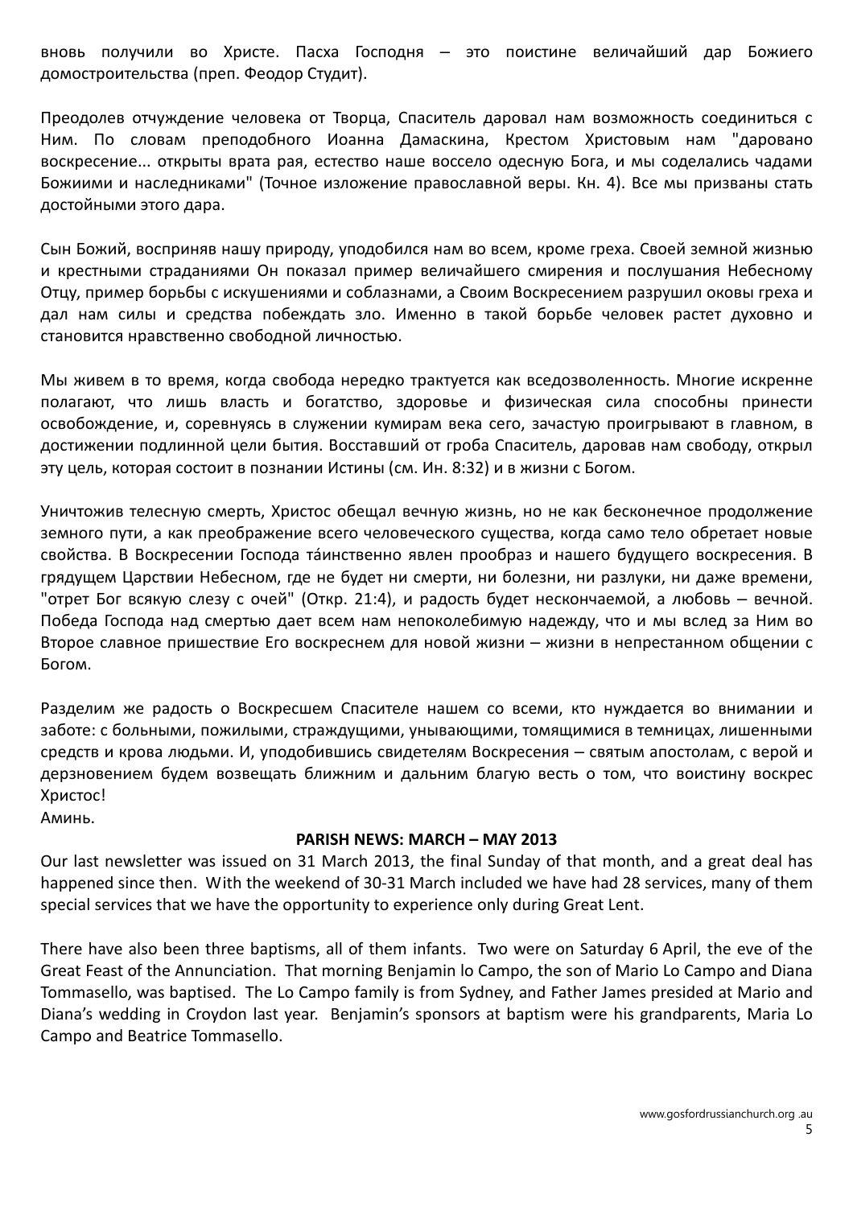вновь получили во Христе. Пасха Господня – это поистине величайший дар Божиего домостроительства (преп. Феодор Студит).

Преодолев отчуждение человека от Творца, Спаситель даровал нам возможность соединиться с Ним. По словам преподобного Иоанна Дамаскина, Крестом Христовым нам "даровано воскресение... открыты врата рая, естество наше воссело одесную Бога, и мы соделались чадами Божиими и наследниками" (Точное изложение православной веры. Кн. 4). Все мы призваны стать достойными этого дара.

Сын Божий, восприняв нашу природу, уподобился нам во всем, кроме греха. Своей земной жизнью и крестными страданиями Он показал пример величайшего смирения и послушания Небесному Отцу, пример борьбы с искушениями и соблазнами, а Своим Воскресением разрушил оковы греха и дал нам силы и средства побеждать зло. Именно в такой борьбе человек растет духовно и становится нравственно свободной личностью.

Мы живем в то время, когда свобода нередко трактуется как вседозволенность. Многие искренне полагают, что лишь власть и богатство, здоровье и физическая сила способны принести освобождение, и, соревнуясь в служении кумирам века сего, зачастую проигрывают в главном, в достижении подлинной цели бытия. Восставший от гроба Спаситель, даровав нам свободу, открыл эту цель, которая состоит в познании Истины (см. Ин. 8:32) и в жизни с Богом.

Уничтожив телесную смерть, Христос обещал вечную жизнь, но не как бесконечное продолжение земного пути, а как преображение всего человеческого существа, когда само тело обретает новые свойства. В Воскресении Господа та́инственно явлен прообраз и нашего будущего воскресения. В грядущем Царствии Небесном, где не будет ни смерти, ни болезни, ни разлуки, ни даже времени, "отрет Бог всякую слезу с очей" (Откр. 21:4), и радость будет нескончаемой, а любовь – вечной. Победа Господа над смертью дает всем нам непоколебимую надежду, что и мы вслед за Ним во Второе славное пришествие Его воскреснем для новой жизни – жизни в непрестанном общении с Богом.

Разделим же радость о Воскресшем Спасителе нашем со всеми, кто нуждается во внимании и заботе: с больными, пожилыми, страждущими, унывающими, томящимися в темницах, лишенными средств и крова людьми. И, уподобившись свидетелям Воскресения – святым апостолам, с верой и дерзновением будем возвещать ближним и дальним благую весть о том, что воистину воскрес Христос!

Аминь.

**PARISH NEWS: MARCH – MAY 2013**

Our last newsletter was issued on 31 March 2013, the final Sunday of that month, and a great deal has happened since then. With the weekend of 30-31 March included we have had 28 services, many of them special services that we have the opportunity to experience only during Great Lent.

There have also been three baptisms, all of them infants. Two were on Saturday 6 April, the eve of the Great Feast of the Annunciation. That morning Benjamin lo Campo, the son of Mario Lo Campo and Diana Tommasello, was baptised. The Lo Campo family is from Sydney, and Father James presided at Mario and Diana's wedding in Croydon last year. Benjamin's sponsors at baptism were his grandparents, Maria Lo Campo and Beatrice Tommasello.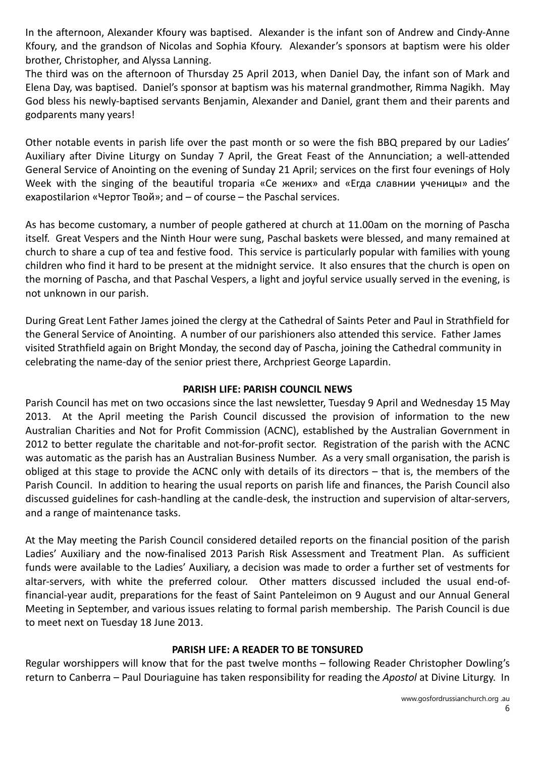In the afternoon, Alexander Kfoury was baptised. Alexander is the infant son of Andrew and Cindy-Anne Kfoury, and the grandson of Nicolas and Sophia Kfoury. Alexander's sponsors at baptism were his older brother, Christopher, and Alyssa Lanning.

The third was on the afternoon of Thursday 25 April 2013, when Daniel Day, the infant son of Mark and Elena Day, was baptised. Daniel's sponsor at baptism was his maternal grandmother, Rimma Nagikh. May God bless his newly-baptised servants Benjamin, Alexander and Daniel, grant them and their parents and godparents many years!

Other notable events in parish life over the past month or so were the fish BBQ prepared by our Ladies' Auxiliary after Divine Liturgy on Sunday 7 April, the Great Feast of the Annunciation; a well-attended General Service of Anointing on the evening of Sunday 21 April; services on the first four evenings of Holy Week with the singing of the beautiful troparia «Се жених» and «Егда славнии ученицы» and the exapostilarion «Чертог Твой»; and – of course – the Paschal services.

As has become customary, a number of people gathered at church at 11.00am on the morning of Pascha itself. Great Vespers and the Ninth Hour were sung, Paschal baskets were blessed, and many remained at church to share a cup of tea and festive food. This service is particularly popular with families with young children who find it hard to be present at the midnight service. It also ensures that the church is open on the morning of Pascha, and that Paschal Vespers, a light and joyful service usually served in the evening, is not unknown in our parish.

During Great Lent Father James joined the clergy at the Cathedral of Saints Peter and Paul in Strathfield for the General Service of Anointing. A number of our parishioners also attended this service. Father James visited Strathfield again on Bright Monday, the second day of Pascha, joining the Cathedral community in celebrating the name-day of the senior priest there, Archpriest George Lapardin.

## PARISH LIFE: PARISH COUNCIL NEWS

Parish Council has met on two occasions since the last newsletter, Tuesday 9 April and Wednesday 15 May 2013. At the April meeting the Parish Council discussed the provision of information to the new Australian Charities and Not for Profit Commission (ACNC), established by the Australian Government in 2012 to better regulate the charitable and not-for-profit sector. Registration of the parish with the ACNC was automatic as the parish has an Australian Business Number. As a very small organisation, the parish is obliged at this stage to provide the ACNC only with details of its directors – that is, the members of the Parish Council. In addition to hearing the usual reports on parish life and finances, the Parish Council also discussed guidelines for cash-handling at the candle-desk, the instruction and supervision of altar-servers, and a range of maintenance tasks.

At the May meeting the Parish Council considered detailed reports on the financial position of the parish Ladies' Auxiliary and the now-finalised 2013 Parish Risk Assessment and Treatment Plan. As sufficient funds were available to the Ladies' Auxiliary, a decision was made to order a further set of vestments for altar-servers, with white the preferred colour. Other matters discussed included the usual end-of-financial-year audit, preparations for the feast of Saint Panteleimon on 9 August and our Annual General Meeting in September, and various issues relating to formal parish membership. The Parish Council is due to meet next on Tuesday 18 June 2013.

## PARISH LIFE: A READER TO BE TONSURED

Regular worshippers will know that for the past twelve months – following Reader Christopher Dowling's return to Canberra – Paul Douriaguine has taken responsibility for reading the *Apostol* at Divine Liturgy. In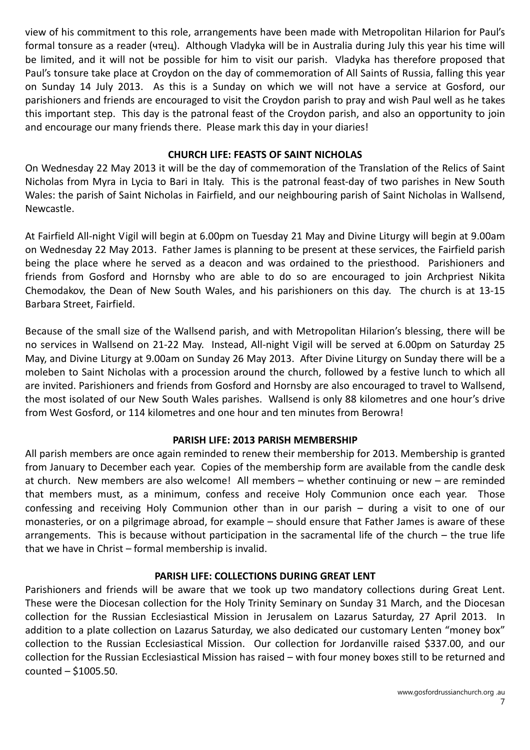view of his commitment to this role, arrangements have been made with Metropolitan Hilarion for Paul's formal tonsure as a reader (чтец). Although Vladyka will be in Australia during July this year his time will be limited, and it will not be possible for him to visit our parish. Vladyka has therefore proposed that Paul's tonsure take place at Croydon on the day of commemoration of All Saints of Russia, falling this year on Sunday 14 July 2013. As this is a Sunday on which we will not have a service at Gosford, our parishioners and friends are encouraged to visit the Croydon parish to pray and wish Paul well as he takes this important step. This day is the patronal feast of the Croydon parish, and also an opportunity to join and encourage our many friends there. Please mark this day in your diaries!

## CHURCH LIFE: FEASTS OF SAINT NICHOLAS

On Wednesday 22 May 2013 it will be the day of commemoration of the Translation of the Relics of Saint Nicholas from Myra in Lycia to Bari in Italy. This is the patronal feast-day of two parishes in New South Wales: the parish of Saint Nicholas in Fairfield, and our neighbouring parish of Saint Nicholas in Wallsend, Newcastle.

At Fairfield All-night Vigil will begin at 6.00pm on Tuesday 21 May and Divine Liturgy will begin at 9.00am on Wednesday 22 May 2013. Father James is planning to be present at these services, the Fairfield parish being the place where he served as a deacon and was ordained to the priesthood. Parishioners and friends from Gosford and Hornsby who are able to do so are encouraged to join Archpriest Nikita Chemodakov, the Dean of New South Wales, and his parishioners on this day. The church is at 13-15 Barbara Street, Fairfield.

Because of the small size of the Wallsend parish, and with Metropolitan Hilarion's blessing, there will be no services in Wallsend on 21-22 May. Instead, All-night Vigil will be served at 6.00pm on Saturday 25 May, and Divine Liturgy at 9.00am on Sunday 26 May 2013. After Divine Liturgy on Sunday there will be a moleben to Saint Nicholas with a procession around the church, followed by a festive lunch to which all are invited. Parishioners and friends from Gosford and Hornsby are also encouraged to travel to Wallsend, the most isolated of our New South Wales parishes. Wallsend is only 88 kilometres and one hour's drive from West Gosford, or 114 kilometres and one hour and ten minutes from Berowra!

## PARISH LIFE: 2013 PARISH MEMBERSHIP

All parish members are once again reminded to renew their membership for 2013. Membership is granted from January to December each year. Copies of the membership form are available from the candle desk at church. New members are also welcome! All members – whether continuing or new – are reminded that members must, as a minimum, confess and receive Holy Communion once each year. Those confessing and receiving Holy Communion other than in our parish – during a visit to one of our monasteries, or on a pilgrimage abroad, for example – should ensure that Father James is aware of these arrangements. This is because without participation in the sacramental life of the church – the true life that we have in Christ – formal membership is invalid.

## PARISH LIFE: COLLECTIONS DURING GREAT LENT

Parishioners and friends will be aware that we took up two mandatory collections during Great Lent. These were the Diocesan collection for the Holy Trinity Seminary on Sunday 31 March, and the Diocesan collection for the Russian Ecclesiastical Mission in Jerusalem on Lazarus Saturday, 27 April 2013. In addition to a plate collection on Lazarus Saturday, we also dedicated our customary Lenten "money box" collection to the Russian Ecclesiastical Mission. Our collection for Jordanville raised $337.00, and our collection for the Russian Ecclesiastical Mission has raised – with four money boxes still to be returned and counted – $1005.50.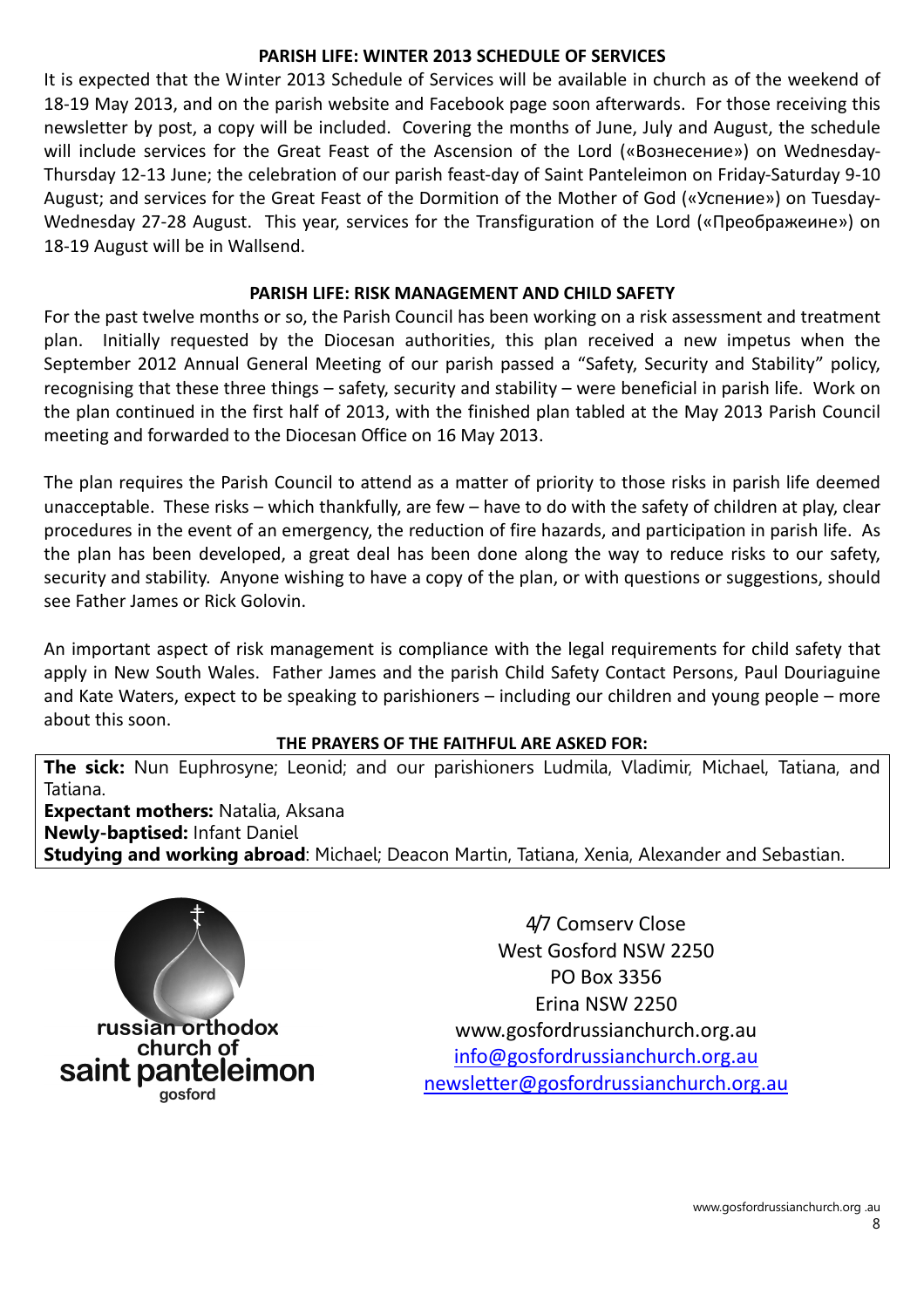## PARISH LIFE: WINTER 2013 SCHEDULE OF SERVICES

It is expected that the Winter 2013 Schedule of Services will be available in church as of the weekend of 18-19 May 2013, and on the parish website and Facebook page soon afterwards. For those receiving this newsletter by post, a copy will be included. Covering the months of June, July and August, the schedule will include services for the Great Feast of the Ascension of the Lord («Вознесение») on Wednesday-Thursday 12-13 June; the celebration of our parish feast-day of Saint Panteleimon on Friday-Saturday 9-10 August; and services for the Great Feast of the Dormition of the Mother of God («Успение») on Tuesday-Wednesday 27-28 August. This year, services for the Transfiguration of the Lord («Преображеине») on 18-19 August will be in Wallsend.

## PARISH LIFE: RISK MANAGEMENT AND CHILD SAFETY

For the past twelve months or so, the Parish Council has been working on a risk assessment and treatment plan. Initially requested by the Diocesan authorities, this plan received a new impetus when the September 2012 Annual General Meeting of our parish passed a "Safety, Security and Stability" policy, recognising that these three things – safety, security and stability – were beneficial in parish life. Work on the plan continued in the first half of 2013, with the finished plan tabled at the May 2013 Parish Council meeting and forwarded to the Diocesan Office on 16 May 2013.

The plan requires the Parish Council to attend as a matter of priority to those risks in parish life deemed unacceptable. These risks – which thankfully, are few – have to do with the safety of children at play, clear procedures in the event of an emergency, the reduction of fire hazards, and participation in parish life. As the plan has been developed, a great deal has been done along the way to reduce risks to our safety, security and stability. Anyone wishing to have a copy of the plan, or with questions or suggestions, should see Father James or Rick Golovin.

An important aspect of risk management is compliance with the legal requirements for child safety that apply in New South Wales. Father James and the parish Child Safety Contact Persons, Paul Douriaguine and Kate Waters, expect to be speaking to parishioners – including our children and young people – more about this soon.

## THE PRAYERS OF THE FAITHFUL ARE ASKED FOR:

**The sick:** Nun Euphrosyne; Leonid; and our parishioners Ludmila, Vladimir, Michael, Tatiana, and Tatiana.
**Expectant mothers:** Natalia, Aksana
**Newly-baptised:** Infant Daniel
**Studying and working abroad**: Michael; Deacon Martin, Tatiana, Xenia, Alexander and Sebastian.

russian orthodox church of saint panteleimon gosford

4/7 Comserv Close
West Gosford NSW 2250
PO Box 3356
Erina NSW 2250
www.gosfordrussianchurch.org.au
info@gosfordrussianchurch.org.au
newsletter@gosfordrussianchurch.org.au